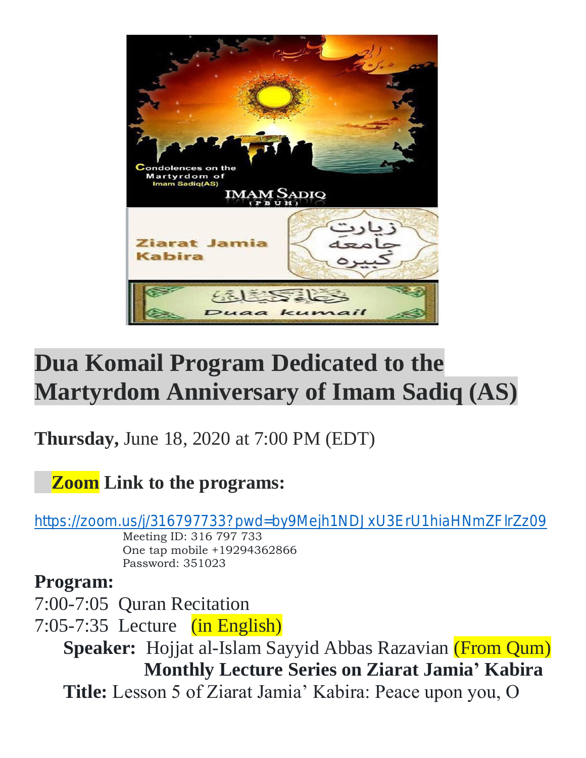# Dua Komail Program Dedicated to the Martyrdom Anniversary of Imam Sadiq (AS)

**Thursday,** June 18, 2020 at 7:00 PM (EDT)

**Zoom Link to the programs:**

https://zoom.us/j/316797733?pwd=by9Mejh1NDJxU3ErU1hiaHNmZFlrZz09

Meeting ID: 316 797 733
One tap mobile +19294362866
Password: 351023

**Program:**

7:00-7:05 Quran Recitation

7:05-7:35 Lecture (in English)

**Speaker:** Hojjat al-Islam Sayyid Abbas Razavian (From Qum)

**Monthly Lecture Series on Ziarat Jamia' Kabira**

**Title:** Lesson 5 of Ziarat Jamia' Kabira: Peace upon you, O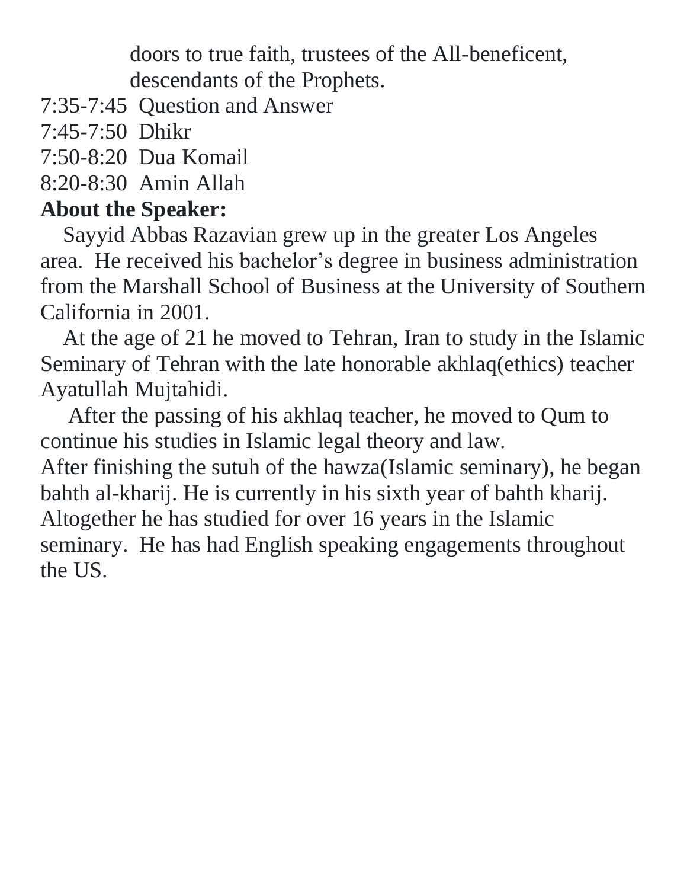doors to true faith, trustees of the All-beneficent, descendants of the Prophets.

7:35-7:45 Question and Answer

7:45-7:50 Dhikr

7:50-8:20 Dua Komail

8:20-8:30 Amin Allah

**About the Speaker:**

Sayyid Abbas Razavian grew up in the greater Los Angeles area. He received his bachelor's degree in business administration from the Marshall School of Business at the University of Southern California in 2001.

At the age of 21 he moved to Tehran, Iran to study in the Islamic Seminary of Tehran with the late honorable akhlaq(ethics) teacher Ayatullah Mujtahidi.

After the passing of his akhlaq teacher, he moved to Qum to continue his studies in Islamic legal theory and law.

After finishing the sutuh of the hawza(Islamic seminary), he began bahth al-kharij. He is currently in his sixth year of bahth kharij. Altogether he has studied for over 16 years in the Islamic seminary. He has had English speaking engagements throughout the US.